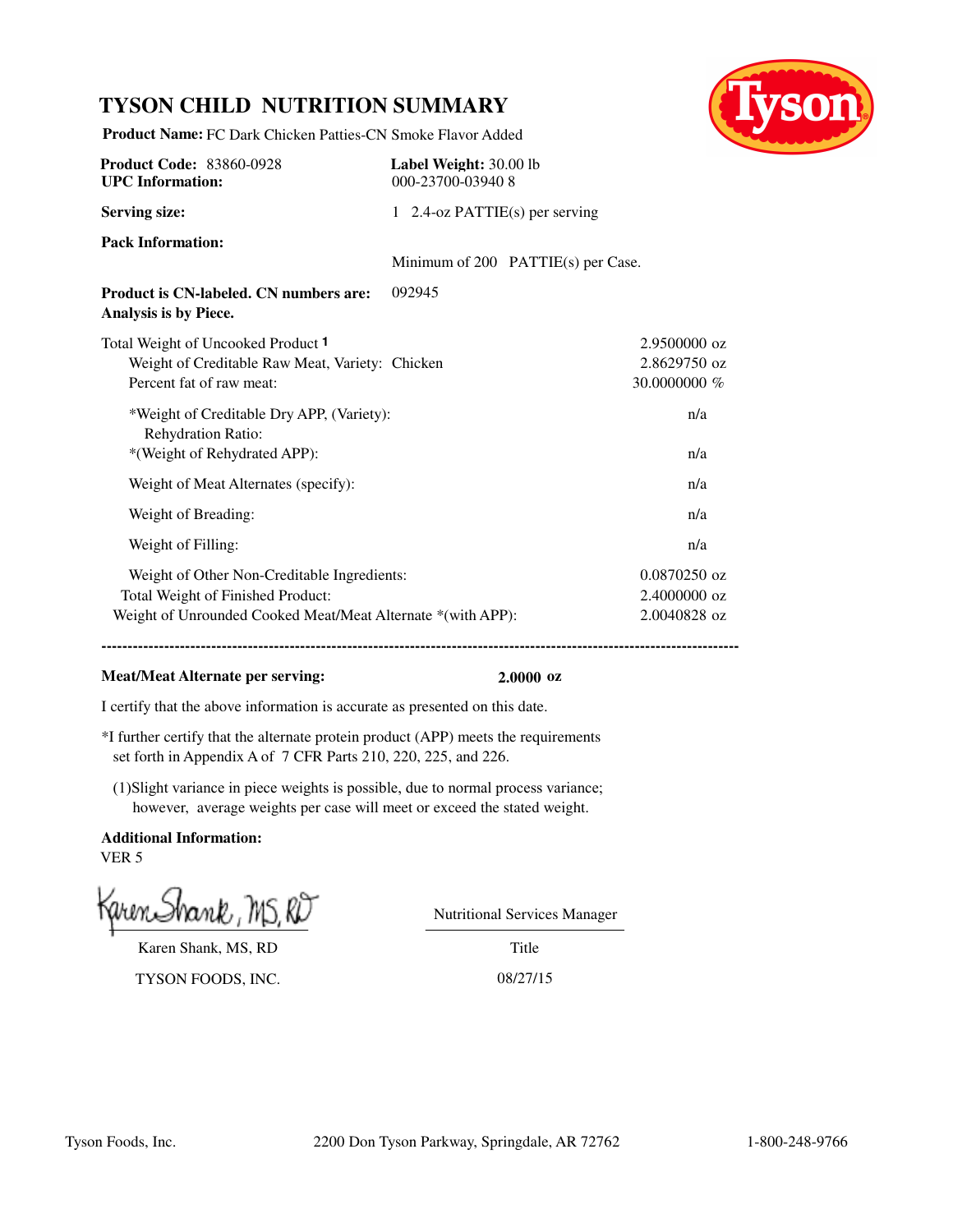# TYSON CHILD NUTRITION SUMMARY

**Product Name:** FC Dark Chicken Patties-CN Smoke Flavor Added

**Product Code:** 83860-0928 **Label Weight:** 30.00 lb
**UPC Information:** 000-23700-03940 8

**Serving size:** 1 2.4-oz PATTIE(s) per serving

**Pack Information:** Minimum of 200 PATTIE(s) per Case.

**Product is CN-labeled. CN numbers are:** 092945
**Analysis is by Piece.**

| | |
|---|---|
| Total Weight of Uncooked Product [1] | 2.9500000 oz |
| Weight of Creditable Raw Meat, Variety: Chicken | 2.8629750 oz |
| Percent fat of raw meat: | 30.0000000 % |
| *Weight of Creditable Dry APP, (Variety): | n/a |
| Rehydration Ratio: | |
| *(Weight of Rehydrated APP): | n/a |
| Weight of Meat Alternates (specify): | n/a |
| Weight of Breading: | n/a |
| Weight of Filling: | n/a |
| Weight of Other Non-Creditable Ingredients: | 0.0870250 oz |
| Total Weight of Finished Product: | 2.4000000 oz |
| Weight of Unrounded Cooked Meat/Meat Alternate *(with APP): | 2.0040828 oz |

---

**Meat/Meat Alternate per serving:** **2.0000 oz**

I certify that the above information is accurate as presented on this date.

*I further certify that the alternate protein product (APP) meets the requirements set forth in Appendix A of 7 CFR Parts 210, 220, 225, and 226.

(1)Slight variance in piece weights is possible, due to normal process variance; however, average weights per case will meet or exceed the stated weight.

**Additional Information:**
VER 5

Karen Shank, MS, RD — Nutritional Services Manager (Title)

TYSON FOODS, INC. — 08/27/15

Tyson Foods, Inc. 2200 Don Tyson Parkway, Springdale, AR 72762 1-800-248-9766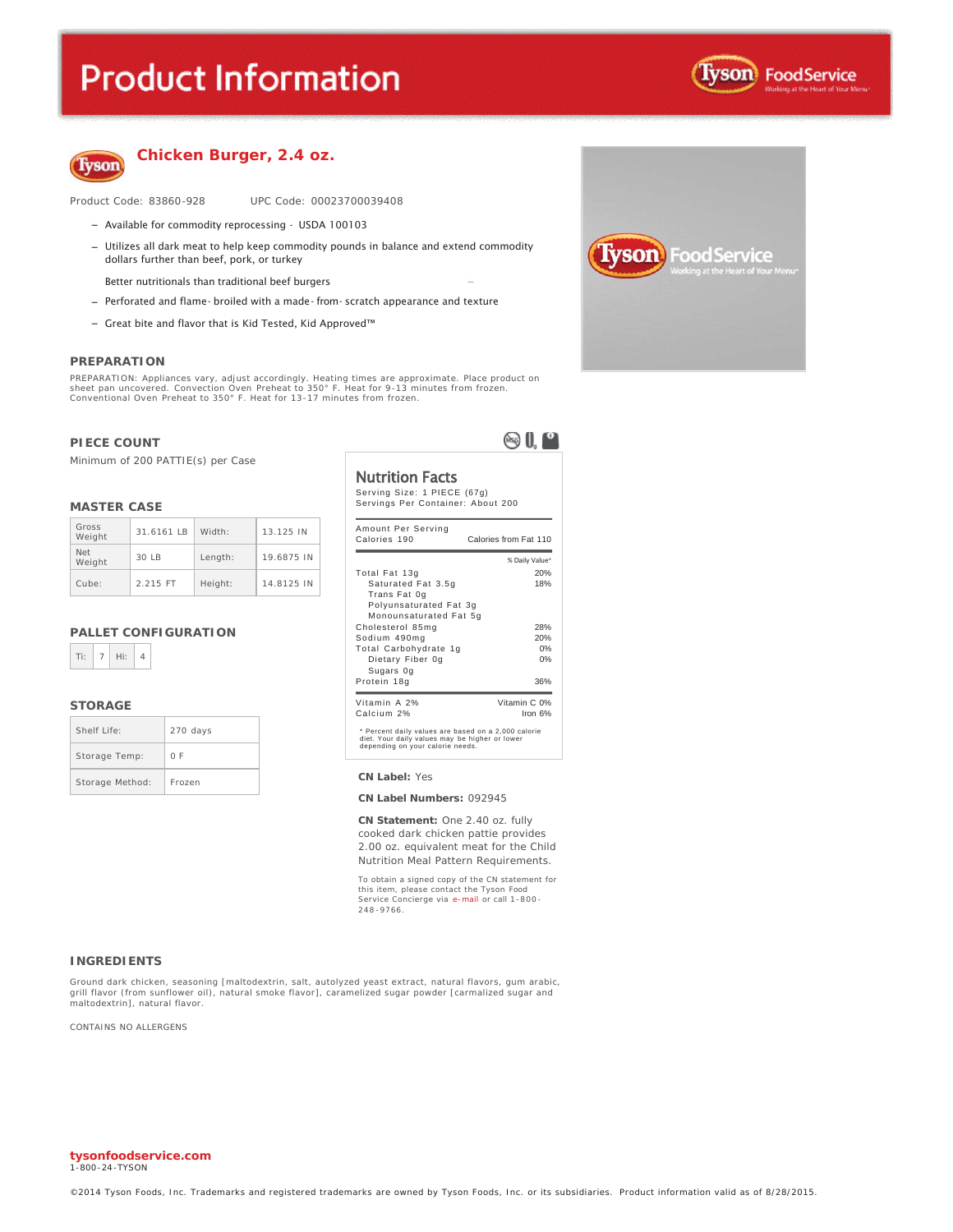# Product Information

## Chicken Burger, 2.4 oz.

Product Code: 83860-928 UPC Code: 00023700039408

- Available for commodity reprocessing - USDA 100103
- Utilizes all dark meat to help keep commodity pounds in balance and extend commodity dollars further than beef, pork, or turkey

  Better nutritionals than traditional beef burgers
- Perforated and flame-broiled with a made-from-scratch appearance and texture
- Great bite and flavor that is Kid Tested, Kid Approved™

### PREPARATION

PREPARATION: Appliances vary, adjust accordingly. Heating times are approximate. Place product on sheet pan uncovered. Convection Oven Preheat to 350° F. Heat for 9-13 minutes from frozen. Conventional Oven Preheat to 350° F. Heat for 13-17 minutes from frozen.

### PIECE COUNT

Minimum of 200 PATTIE(s) per Case

### MASTER CASE

| | | | |
|---|---|---|---|
| Gross Weight | 31.6161 LB | Width: | 13.125 IN |
| Net Weight | 30 LB | Length: | 19.6875 IN |
| Cube: | 2.215 FT | Height: | 14.8125 IN |

### PALLET CONFIGURATION

| | | | |
|---|---|---|---|
| Ti: | 7 | Hi: | 4 |

### STORAGE

| | |
|---|---|
| Shelf Life: | 270 days |
| Storage Temp: | 0 F |
| Storage Method: | Frozen |

### Nutrition Facts

Serving Size: 1 PIECE (67g)
Servings Per Container: About 200

| Amount Per Serving | |
|---|---|
| Calories 190 | Calories from Fat 110 |
| | % Daily Value* |
| Total Fat 13g | 20% |
| Saturated Fat 3.5g | 18% |
| Trans Fat 0g | |
| Polyunsaturated Fat 3g | |
| Monounsaturated Fat 5g | |
| Cholesterol 85mg | 28% |
| Sodium 490mg | 20% |
| Total Carbohydrate 1g | 0% |
| Dietary Fiber 0g | 0% |
| Sugars 0g | |
| Protein 18g | 36% |
| Vitamin A 2% | Vitamin C 0% |
| Calcium 2% | Iron 6% |

\* Percent daily values are based on a 2,000 calorie diet. Your daily values may be higher or lower depending on your calorie needs.

**CN Label:** Yes

**CN Label Numbers:** 092945

**CN Statement:** One 2.40 oz. fully cooked dark chicken pattie provides 2.00 oz. equivalent meat for the Child Nutrition Meal Pattern Requirements.

To obtain a signed copy of the CN statement for this item, please contact the Tyson Food Service Concierge via e-mail or call 1-800-248-9766.

### INGREDIENTS

Ground dark chicken, seasoning [maltodextrin, salt, autolyzed yeast extract, natural flavors, gum arabic, grill flavor (from sunflower oil), natural smoke flavor], caramelized sugar powder [carmalized sugar and maltodextrin], natural flavor.

CONTAINS NO ALLERGENS

**tysonfoodservice.com**
1-800-24-TYSON

©2014 Tyson Foods, Inc. Trademarks and registered trademarks are owned by Tyson Foods, Inc. or its subsidiaries. Product information valid as of 8/28/2015.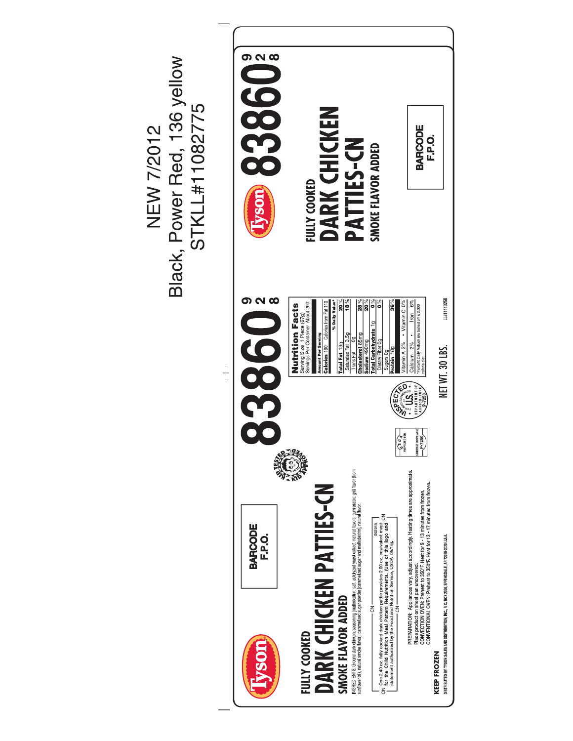NEW 7/2012
Black, Power Red, 136 yellow
STKLL#11082775

Tyson

# 83860 928

FULLY COOKED

## DARK CHICKEN PATTIES-CN

SMOKE FLAVOR ADDED

BARCODE F.P.O.

---

Tyson

FULLY COOKED

## DARK CHICKEN PATTIES-CN

SMOKE FLAVOR ADDED

BARCODE F.P.O.

INGREDIENTS: Ground dark chicken, seasoning [maltodextrin, salt, autolyzed yeast extract, natural flavors, gum arabic, grill flavor (from sunflower oil), natural smoke flavor], caramelized sugar powder [caramelized sugar and maltodextrin], natural flavor.

CN — 092945
One 2.40 oz. fully cooked dark chicken pattie provides 2.00 oz. equivalent meat for the Child Nutrition Meal Pattern Requirements. (Use of this logo and statement authorized by the Food and Nutrition Service, USDA 05/15).
— CN

PREPARATION: Appliances vary, adjust accordingly. Heating times are approximate.
Place product on sheet pan uncovered.
CONVECTION OVEN: Preheat to 350°F. Heat for 9 - 13 minutes from frozen.
CONVENTIONAL OVEN: Preheat to 350°F. Heat for 13 - 17 minutes from frozen.

KEEP FROZEN

DISTRIBUTED BY: TYSON SALES AND DISTRIBUTION, INC., P. O. BOX 2020, SPRINGDALE, AR 72765-2020 U.S.A.

KID TESTED KID APPROVED

USDA INSPECTED FOR CONTRACT COMPLIANCE P-7250

INSPECTED FOR WHOLESOMENESS BY U.S. DEPARTMENT OF AGRICULTURE P-7250

# 83860 928

**Nutrition Facts**
Serving Size 1 Piece (67g)
Servings Per Container About 200

| Amount Per Serving | |
|---|---|
| Calories 190 Calories from Fat 110 | |
| | % Daily Value* |
| Total Fat 13g | 20% |
| Saturated Fat 3.5g | 18% |
| Trans Fat 0g | |
| Cholesterol 85mg | 28% |
| Sodium 490mg | 20% |
| Total Carbohydrate 1g | 0% |
| Dietary Fiber 0g | 0% |
| Sugars 0g | |
| Protein 18g | 36% |
| Vitamin A 2% • Vitamin C 0% | |
| Calcium 2% • Iron 6% | |

*Percent Daily Values are based on a 2,000 calorie diet.

NET WT. 30 LBS.

LL#11113250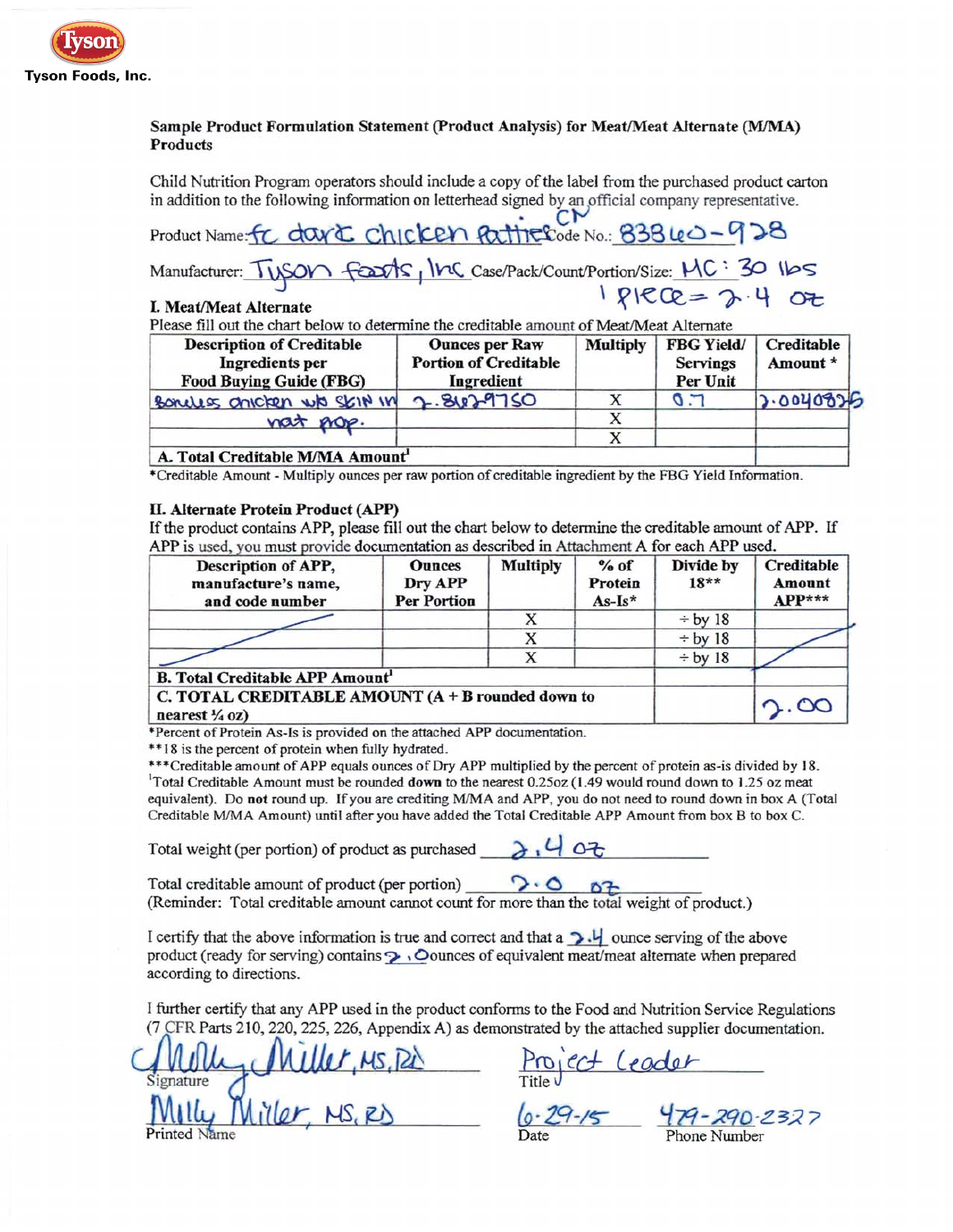Tyson

Tyson Foods, Inc.

**Sample Product Formulation Statement (Product Analysis) for Meat/Meat Alternate (M/MA) Products**

Child Nutrition Program operators should include a copy of the label from the purchased product carton in addition to the following information on letterhead signed by an official company representative.

Product Name: FC dark chicken patties CN Code No.: 83840-928

Manufacturer: Tyson Foods, Inc Case/Pack/Count/Portion/Size: MC: 30 lbs 1 piece = 2.4 oz

**I. Meat/Meat Alternate**

Please fill out the chart below to determine the creditable amount of Meat/Meat Alternate

| Description of Creditable Ingredients per Food Buying Guide (FBG) | Ounces per Raw Portion of Creditable Ingredient | Multiply | FBG Yield/ Servings Per Unit | Creditable Amount * |
|---|---|---|---|---|
| Boneless chicken w/o skin w/ nat prop. | 2.8629750 | X | 0.7 | 2.0040825 |
| | | X | | |
| | | X | | |
| **A. Total Creditable M/MA Amount**[1] | | | | |

*Creditable Amount - Multiply ounces per raw portion of creditable ingredient by the FBG Yield Information.

**II. Alternate Protein Product (APP)**

If the product contains APP, please fill out the chart below to determine the creditable amount of APP. If APP is used, you must provide documentation as described in Attachment A for each APP used.

| Description of APP, manufacture's name, and code number | Ounces Dry APP Per Portion | Multiply | % of Protein As-Is* | Divide by 18** | Creditable Amount APP*** |
|---|---|---|---|---|---|
| | | X | | ÷ by 18 | |
| | | X | | ÷ by 18 | |
| | | X | | ÷ by 18 | |
| **B. Total Creditable APP Amount**[1] | | | | | |
| **C. TOTAL CREDITABLE AMOUNT (A + B rounded down to nearest ¼ oz)** | | | | | 2.00 |

*Percent of Protein As-Is is provided on the attached APP documentation.

**18 is the percent of protein when fully hydrated.

***Creditable amount of APP equals ounces of Dry APP multiplied by the percent of protein as-is divided by 18.

[1]Total Creditable Amount must be rounded **down** to the nearest 0.25oz (1.49 would round down to 1.25 oz meat equivalent). Do **not** round up. If you are crediting M/MA and APP, you do not need to round down in box A (Total Creditable M/MA Amount) until after you have added the Total Creditable APP Amount from box B to box C.

Total weight (per portion) of product as purchased 2.4 oz

Total creditable amount of product (per portion) 2.0 oz

(Reminder: Total creditable amount cannot count for more than the total weight of product.)

I certify that the above information is true and correct and that a 2.4 ounce serving of the above product (ready for serving) contains 2.0 ounces of equivalent meat/meat alternate when prepared according to directions.

I further certify that any APP used in the product conforms to the Food and Nutrition Service Regulations (7 CFR Parts 210, 220, 225, 226, Appendix A) as demonstrated by the attached supplier documentation.

Signature: Milly Miller, MS, RD — Title: Project Leader

Printed Name: Milly Miller, MS, RD — Date: 6-29-15 — Phone Number: 479-290-2327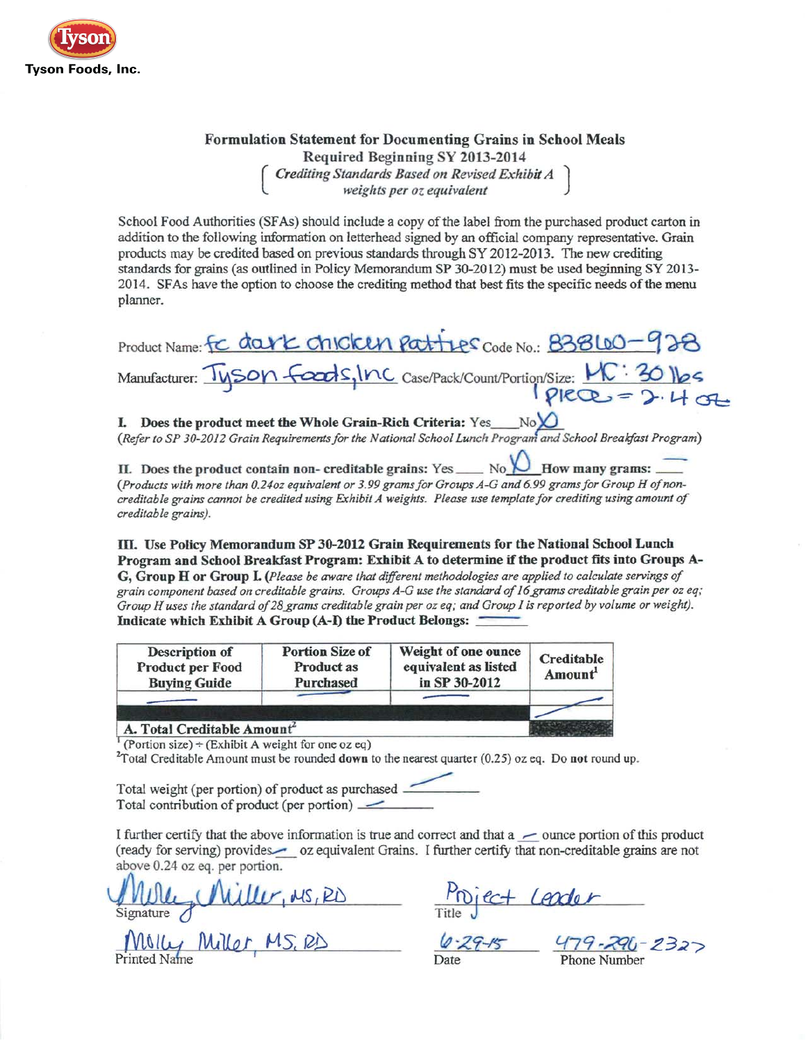Tyson Foods, Inc.

**Formulation Statement for Documenting Grains in School Meals**
**Required Beginning SY 2013-2014**
*Crediting Standards Based on Revised Exhibit A weights per oz equivalent*

School Food Authorities (SFAs) should include a copy of the label from the purchased product carton in addition to the following information on letterhead signed by an official company representative. Grain products may be credited based on previous standards through SY 2012-2013. The new crediting standards for grains (as outlined in Policy Memorandum SP 30-2012) must be used beginning SY 2013-2014. SFAs have the option to choose the crediting method that best fits the specific needs of the menu planner.

Product Name: fc dark chicken patties Code No.: 83860-928

Manufacturer: Tyson Foods, Inc Case/Pack/Count/Portion/Size: MC: 30 lbs 1 piece = 2.4 oz

**I. Does the product meet the Whole Grain-Rich Criteria:** Yes____ No X
*(Refer to SP 30-2012 Grain Requirements for the National School Lunch Program and School Breakfast Program)*

**II. Does the product contain non- creditable grains:** Yes____ No X **How many grams:** ____
*(Products with more than 0.24oz equivalent or 3.99 grams for Groups A-G and 6.99 grams for Group H of non-creditable grains cannot be credited using Exhibit A weights. Please use template for crediting using amount of creditable grains).*

**III. Use Policy Memorandum SP 30-2012 Grain Requirements for the National School Lunch Program and School Breakfast Program: Exhibit A to determine if the product fits into Groups A-G, Group H or Group I.** *(Please be aware that different methodologies are applied to calculate servings of grain component based on creditable grains. Groups A-G use the standard of 16 grams creditable grain per oz eq; Group H uses the standard of 28 grams creditable grain per oz eq; and Group I is reported by volume or weight).*
**Indicate which Exhibit A Group (A-I) the Product Belongs:** ____

| Description of Product per Food Buying Guide | Portion Size of Product as Purchased | Weight of one ounce equivalent as listed in SP 30-2012 | Creditable Amount[1] |
|---|---|---|---|
| — | | — | — |
| | | | — |
| **A. Total Creditable Amount[2]** | | | |

[1](Portion size) ÷ (Exhibit A weight for one oz eq)
[2]Total Creditable Amount must be rounded **down** to the nearest quarter (0.25) oz eq. Do **not** round up.

Total weight (per portion) of product as purchased ____—____
Total contribution of product (per portion) ____—____

I further certify that the above information is true and correct and that a — ounce portion of this product (ready for serving) provides — oz equivalent Grains. I further certify that non-creditable grains are not above 0.24 oz eq. per portion.

Molly Miller, MS, RD
Signature

Project Leader
Title

Molly Miller, MS, RD
Printed Name

6-29-15
Date

479-290-2327
Phone Number